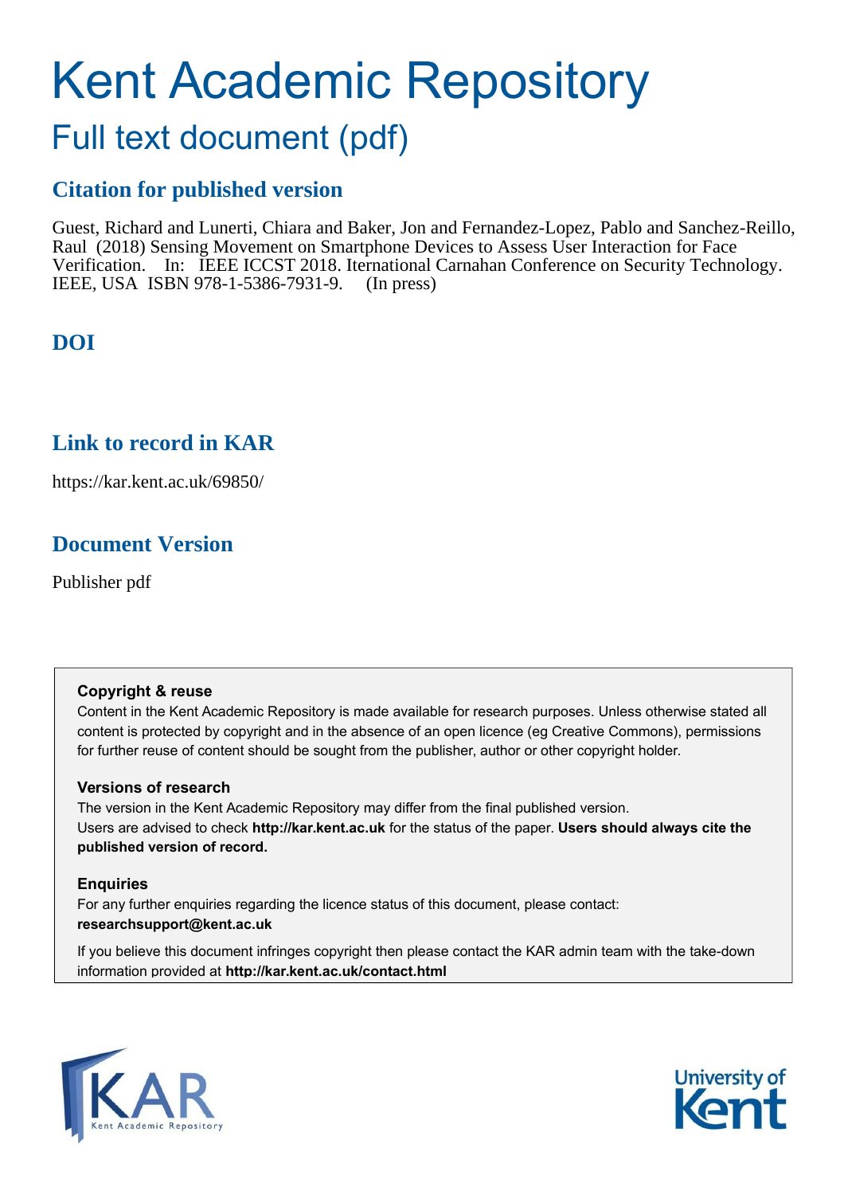# Kent Academic Repository

## Full text document (pdf)

### Citation for published version

Guest, Richard and Lunerti, Chiara and Baker, Jon and Fernandez-Lopez, Pablo and Sanchez-Reillo, Raul (2018) Sensing Movement on Smartphone Devices to Assess User Interaction for Face Verification. In: IEEE ICCST 2018. Iternational Carnahan Conference on Security Technology. IEEE, USA ISBN 978-1-5386-7931-9. (In press)

### DOI

### Link to record in KAR

https://kar.kent.ac.uk/69850/

### Document Version

Publisher pdf

**Copyright & reuse**

Content in the Kent Academic Repository is made available for research purposes. Unless otherwise stated all content is protected by copyright and in the absence of an open licence (eg Creative Commons), permissions for further reuse of content should be sought from the publisher, author or other copyright holder.

**Versions of research**

The version in the Kent Academic Repository may differ from the final published version.
Users are advised to check **http://kar.kent.ac.uk** for the status of the paper. **Users should always cite the published version of record.**

**Enquiries**

For any further enquiries regarding the licence status of this document, please contact:
**researchsupport@kent.ac.uk**

If you believe this document infringes copyright then please contact the KAR admin team with the take-down information provided at **http://kar.kent.ac.uk/contact.html**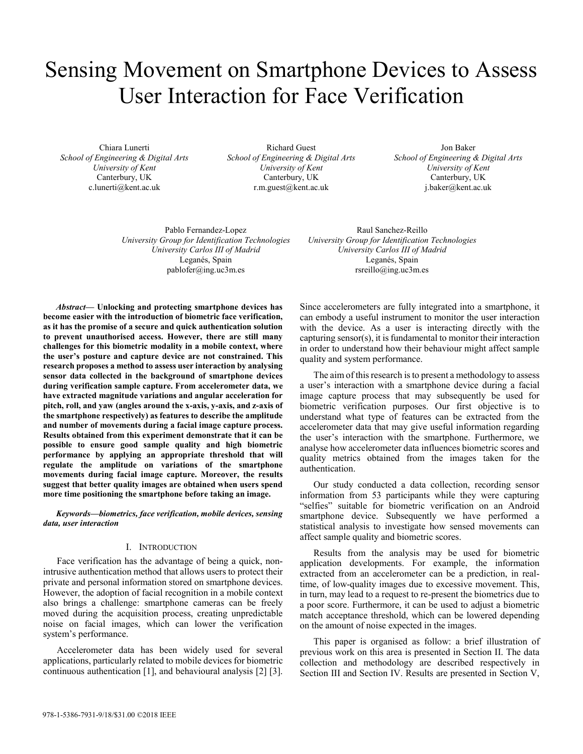# Sensing Movement on Smartphone Devices to Assess User Interaction for Face Verification

Chiara Lunerti
*School of Engineering & Digital Arts*
*University of Kent*
Canterbury, UK
c.lunerti@kent.ac.uk

Richard Guest
*School of Engineering & Digital Arts*
*University of Kent*
Canterbury, UK
r.m.guest@kent.ac.uk

Jon Baker
*School of Engineering & Digital Arts*
*University of Kent*
Canterbury, UK
j.baker@kent.ac.uk

Pablo Fernandez-Lopez
*University Group for Identification Technologies*
*University Carlos III of Madrid*
Leganés, Spain
pablofer@ing.uc3m.es

Raul Sanchez-Reillo
*University Group for Identification Technologies*
*University Carlos III of Madrid*
Leganés, Spain
rsreillo@ing.uc3m.es

***Abstract*— Unlocking and protecting smartphone devices has become easier with the introduction of biometric face verification, as it has the promise of a secure and quick authentication solution to prevent unauthorised access. However, there are still many challenges for this biometric modality in a mobile context, where the user's posture and capture device are not constrained. This research proposes a method to assess user interaction by analysing sensor data collected in the background of smartphone devices during verification sample capture. From accelerometer data, we have extracted magnitude variations and angular acceleration for pitch, roll, and yaw (angles around the x-axis, y-axis, and z-axis of the smartphone respectively) as features to describe the amplitude and number of movements during a facial image capture process. Results obtained from this experiment demonstrate that it can be possible to ensure good sample quality and high biometric performance by applying an appropriate threshold that will regulate the amplitude on variations of the smartphone movements during facial image capture. Moreover, the results suggest that better quality images are obtained when users spend more time positioning the smartphone before taking an image.**

***Keywords—biometrics, face verification, mobile devices, sensing data, user interaction***

## I. Introduction

Face verification has the advantage of being a quick, non-intrusive authentication method that allows users to protect their private and personal information stored on smartphone devices. However, the adoption of facial recognition in a mobile context also brings a challenge: smartphone cameras can be freely moved during the acquisition process, creating unpredictable noise on facial images, which can lower the verification system's performance.

Accelerometer data has been widely used for several applications, particularly related to mobile devices for biometric continuous authentication [1], and behavioural analysis [2] [3]. Since accelerometers are fully integrated into a smartphone, it can embody a useful instrument to monitor the user interaction with the device. As a user is interacting directly with the capturing sensor(s), it is fundamental to monitor their interaction in order to understand how their behaviour might affect sample quality and system performance.

The aim of this research is to present a methodology to assess a user's interaction with a smartphone device during a facial image capture process that may subsequently be used for biometric verification purposes. Our first objective is to understand what type of features can be extracted from the accelerometer data that may give useful information regarding the user's interaction with the smartphone. Furthermore, we analyse how accelerometer data influences biometric scores and quality metrics obtained from the images taken for the authentication.

Our study conducted a data collection, recording sensor information from 53 participants while they were capturing "selfies" suitable for biometric verification on an Android smartphone device. Subsequently we have performed a statistical analysis to investigate how sensed movements can affect sample quality and biometric scores.

Results from the analysis may be used for biometric application developments. For example, the information extracted from an accelerometer can be a prediction, in real-time, of low-quality images due to excessive movement. This, in turn, may lead to a request to re-present the biometrics due to a poor score. Furthermore, it can be used to adjust a biometric match acceptance threshold, which can be lowered depending on the amount of noise expected in the images.

This paper is organised as follow: a brief illustration of previous work on this area is presented in Section II. The data collection and methodology are described respectively in Section III and Section IV. Results are presented in Section V,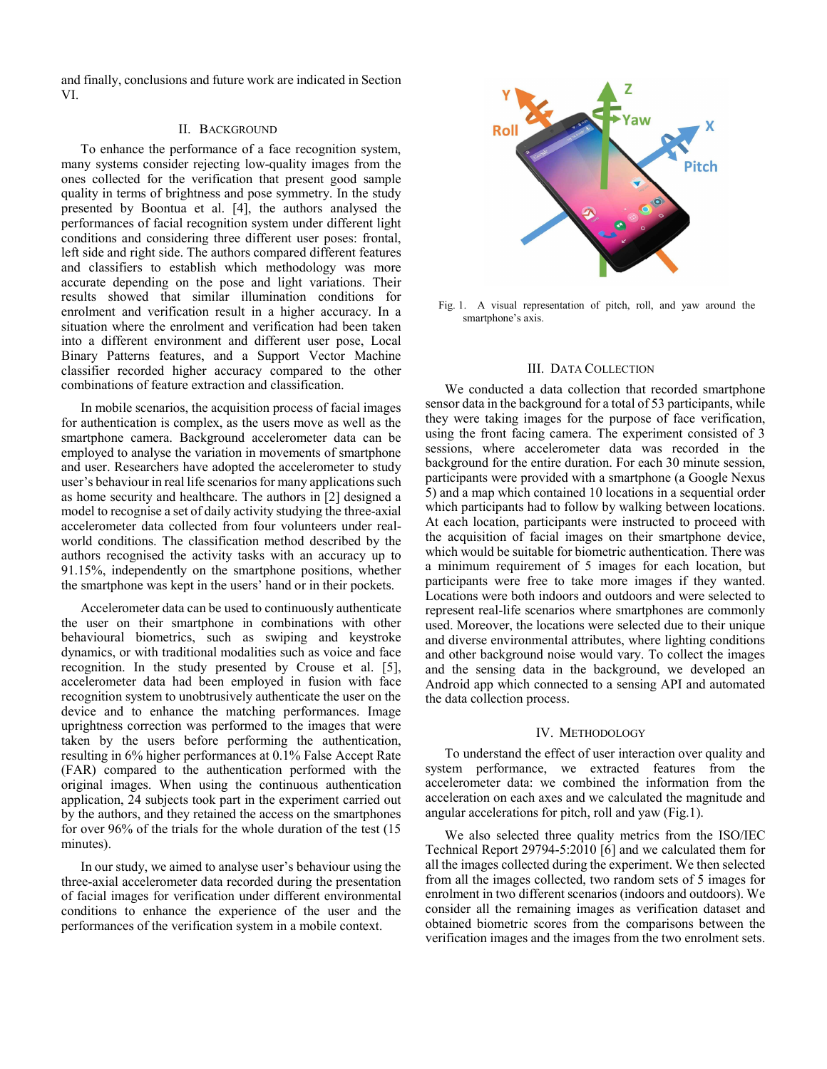and finally, conclusions and future work are indicated in Section VI.

## II. Background

To enhance the performance of a face recognition system, many systems consider rejecting low-quality images from the ones collected for the verification that present good sample quality in terms of brightness and pose symmetry. In the study presented by Boontua et al. [4], the authors analysed the performances of facial recognition system under different light conditions and considering three different user poses: frontal, left side and right side. The authors compared different features and classifiers to establish which methodology was more accurate depending on the pose and light variations. Their results showed that similar illumination conditions for enrolment and verification result in a higher accuracy. In a situation where the enrolment and verification had been taken into a different environment and different user pose, Local Binary Patterns features, and a Support Vector Machine classifier recorded higher accuracy compared to the other combinations of feature extraction and classification.

In mobile scenarios, the acquisition process of facial images for authentication is complex, as the users move as well as the smartphone camera. Background accelerometer data can be employed to analyse the variation in movements of smartphone and user. Researchers have adopted the accelerometer to study user's behaviour in real life scenarios for many applications such as home security and healthcare. The authors in [2] designed a model to recognise a set of daily activity studying the three-axial accelerometer data collected from four volunteers under real-world conditions. The classification method described by the authors recognised the activity tasks with an accuracy up to 91.15%, independently on the smartphone positions, whether the smartphone was kept in the users' hand or in their pockets.

Accelerometer data can be used to continuously authenticate the user on their smartphone in combinations with other behavioural biometrics, such as swiping and keystroke dynamics, or with traditional modalities such as voice and face recognition. In the study presented by Crouse et al. [5], accelerometer data had been employed in fusion with face recognition system to unobtrusively authenticate the user on the device and to enhance the matching performances. Image uprightness correction was performed to the images that were taken by the users before performing the authentication, resulting in 6% higher performances at 0.1% False Accept Rate (FAR) compared to the authentication performed with the original images. When using the continuous authentication application, 24 subjects took part in the experiment carried out by the authors, and they retained the access on the smartphones for over 96% of the trials for the whole duration of the test (15 minutes).

In our study, we aimed to analyse user's behaviour using the three-axial accelerometer data recorded during the presentation of facial images for verification under different environmental conditions to enhance the experience of the user and the performances of the verification system in a mobile context.

Fig. 1. A visual representation of pitch, roll, and yaw around the smartphone's axis.

## III. Data Collection

We conducted a data collection that recorded smartphone sensor data in the background for a total of 53 participants, while they were taking images for the purpose of face verification, using the front facing camera. The experiment consisted of 3 sessions, where accelerometer data was recorded in the background for the entire duration. For each 30 minute session, participants were provided with a smartphone (a Google Nexus 5) and a map which contained 10 locations in a sequential order which participants had to follow by walking between locations. At each location, participants were instructed to proceed with the acquisition of facial images on their smartphone device, which would be suitable for biometric authentication. There was a minimum requirement of 5 images for each location, but participants were free to take more images if they wanted. Locations were both indoors and outdoors and were selected to represent real-life scenarios where smartphones are commonly used. Moreover, the locations were selected due to their unique and diverse environmental attributes, where lighting conditions and other background noise would vary. To collect the images and the sensing data in the background, we developed an Android app which connected to a sensing API and automated the data collection process.

## IV. Methodology

To understand the effect of user interaction over quality and system performance, we extracted features from the accelerometer data: we combined the information from the acceleration on each axes and we calculated the magnitude and angular accelerations for pitch, roll and yaw (Fig.1).

We also selected three quality metrics from the ISO/IEC Technical Report 29794-5:2010 [6] and we calculated them for all the images collected during the experiment. We then selected from all the images collected, two random sets of 5 images for enrolment in two different scenarios (indoors and outdoors). We consider all the remaining images as verification dataset and obtained biometric scores from the comparisons between the verification images and the images from the two enrolment sets.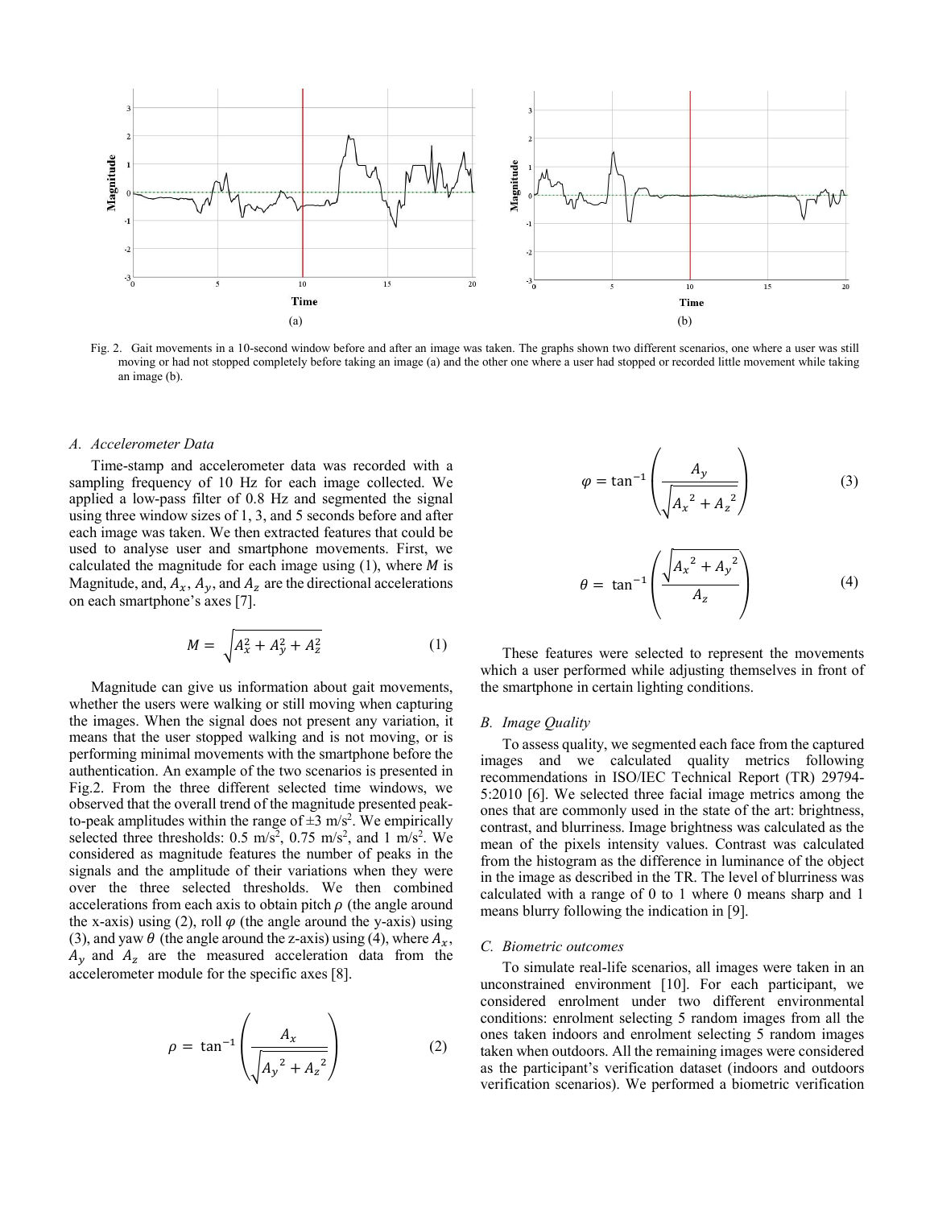Fig. 2. Gait movements in a 10-second window before and after an image was taken. The graphs shown two different scenarios, one where a user was still moving or had not stopped completely before taking an image (a) and the other one where a user had stopped or recorded little movement while taking an image (b).

### A. Accelerometer Data

Time-stamp and accelerometer data was recorded with a sampling frequency of 10 Hz for each image collected. We applied a low-pass filter of 0.8 Hz and segmented the signal using three window sizes of 1, 3, and 5 seconds before and after each image was taken. We then extracted features that could be used to analyse user and smartphone movements. First, we calculated the magnitude for each image using (1), where $M$ is Magnitude, and, $A_x$, $A_y$, and $A_z$ are the directional accelerations on each smartphone's axes [7].

$$M = \sqrt{A_x^2 + A_y^2 + A_z^2} \tag{1}$$

Magnitude can give us information about gait movements, whether the users were walking or still moving when capturing the images. When the signal does not present any variation, it means that the user stopped walking and is not moving, or is performing minimal movements with the smartphone before the authentication. An example of the two scenarios is presented in Fig.2. From the three different selected time windows, we observed that the overall trend of the magnitude presented peak-to-peak amplitudes within the range of $\pm 3$ m/s$^2$. We empirically selected three thresholds: 0.5 m/s$^2$, 0.75 m/s$^2$, and 1 m/s$^2$. We considered as magnitude features the number of peaks in the signals and the amplitude of their variations when they were over the three selected thresholds. We then combined accelerations from each axis to obtain pitch $\rho$ (the angle around the x-axis) using (2), roll $\varphi$ (the angle around the y-axis) using (3), and yaw $\theta$ (the angle around the z-axis) using (4), where $A_x$, $A_y$ and $A_z$ are the measured acceleration data from the accelerometer module for the specific axes [8].

$$\rho = \tan^{-1}\left(\frac{A_x}{\sqrt{{A_y}^2 + {A_z}^2}}\right) \tag{2}$$

$$\varphi = \tan^{-1}\left(\frac{A_y}{\sqrt{{A_x}^2 + {A_z}^2}}\right) \tag{3}$$

$$\theta = \tan^{-1}\left(\frac{\sqrt{{A_x}^2 + {A_y}^2}}{A_z}\right) \tag{4}$$

These features were selected to represent the movements which a user performed while adjusting themselves in front of the smartphone in certain lighting conditions.

### B. Image Quality

To assess quality, we segmented each face from the captured images and we calculated quality metrics following recommendations in ISO/IEC Technical Report (TR) 29794-5:2010 [6]. We selected three facial image metrics among the ones that are commonly used in the state of the art: brightness, contrast, and blurriness. Image brightness was calculated as the mean of the pixels intensity values. Contrast was calculated from the histogram as the difference in luminance of the object in the image as described in the TR. The level of blurriness was calculated with a range of 0 to 1 where 0 means sharp and 1 means blurry following the indication in [9].

### C. Biometric outcomes

To simulate real-life scenarios, all images were taken in an unconstrained environment [10]. For each participant, we considered enrolment under two different environmental conditions: enrolment selecting 5 random images from all the ones taken indoors and enrolment selecting 5 random images taken when outdoors. All the remaining images were considered as the participant's verification dataset (indoors and outdoors verification scenarios). We performed a biometric verification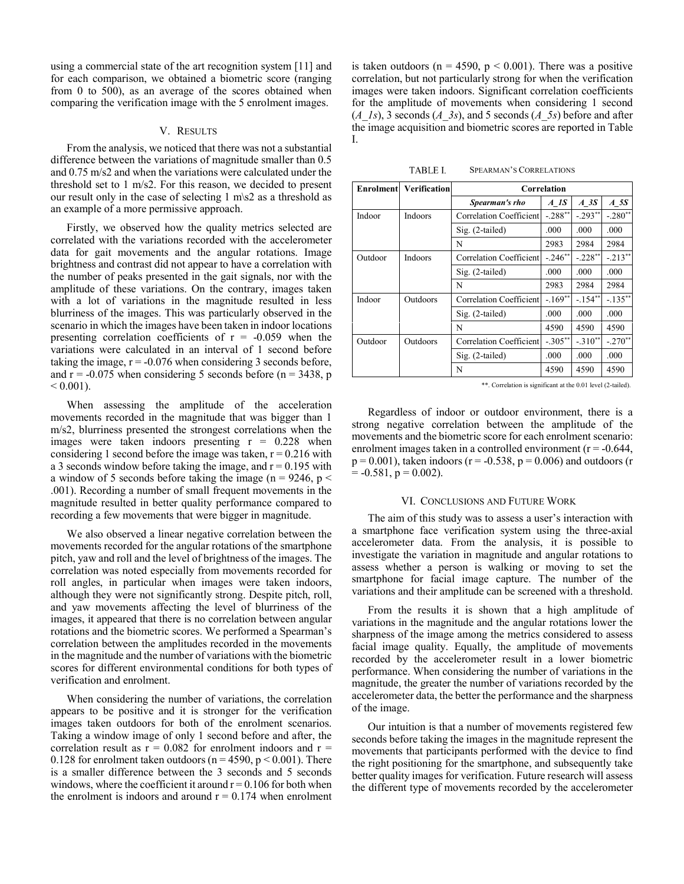using a commercial state of the art recognition system [11] and for each comparison, we obtained a biometric score (ranging from 0 to 500), as an average of the scores obtained when comparing the verification image with the 5 enrolment images.

## V. Results

From the analysis, we noticed that there was not a substantial difference between the variations of magnitude smaller than 0.5 and 0.75 m/s2 and when the variations were calculated under the threshold set to 1 m/s2. For this reason, we decided to present our result only in the case of selecting 1 m\s2 as a threshold as an example of a more permissive approach.

Firstly, we observed how the quality metrics selected are correlated with the variations recorded with the accelerometer data for gait movements and the angular rotations. Image brightness and contrast did not appear to have a correlation with the number of peaks presented in the gait signals, nor with the amplitude of these variations. On the contrary, images taken with a lot of variations in the magnitude resulted in less blurriness of the images. This was particularly observed in the scenario in which the images have been taken in indoor locations presenting correlation coefficients of $r = -0.059$ when the variations were calculated in an interval of 1 second before taking the image, $r = -0.076$ when considering 3 seconds before, and $r = -0.075$ when considering 5 seconds before ($n = 3438$, $p < 0.001$).

When assessing the amplitude of the acceleration movements recorded in the magnitude that was bigger than 1 m/s2, blurriness presented the strongest correlations when the images were taken indoors presenting $r = 0.228$ when considering 1 second before the image was taken, $r = 0.216$ with a 3 seconds window before taking the image, and $r = 0.195$ with a window of 5 seconds before taking the image ($n = 9246$, $p < .001$). Recording a number of small frequent movements in the magnitude resulted in better quality performance compared to recording a few movements that were bigger in magnitude.

We also observed a linear negative correlation between the movements recorded for the angular rotations of the smartphone pitch, yaw and roll and the level of brightness of the images. The correlation was noted especially from movements recorded for roll angles, in particular when images were taken indoors, although they were not significantly strong. Despite pitch, roll, and yaw movements affecting the level of blurriness of the images, it appeared that there is no correlation between angular rotations and the biometric scores. We performed a Spearman's correlation between the amplitudes recorded in the movements in the magnitude and the number of variations with the biometric scores for different environmental conditions for both types of verification and enrolment.

When considering the number of variations, the correlation appears to be positive and it is stronger for the verification images taken outdoors for both of the enrolment scenarios. Taking a window image of only 1 second before and after, the correlation result as $r = 0.082$ for enrolment indoors and $r = 0.128$ for enrolment taken outdoors ($n = 4590$, $p < 0.001$). There is a smaller difference between the 3 seconds and 5 seconds windows, where the coefficient it around $r = 0.106$ for both when the enrolment is indoors and around $r = 0.174$ when enrolment is taken outdoors ($n = 4590$, $p < 0.001$). There was a positive correlation, but not particularly strong for when the verification images were taken indoors. Significant correlation coefficients for the amplitude of movements when considering 1 second (*A_1s*), 3 seconds (*A_3s*), and 5 seconds (*A_5s*) before and after the image acquisition and biometric scores are reported in Table I.

TABLE I. Spearman's Correlations

| Enrolment | Verification | Correlation | | | |
|---|---|---|---|---|---|
| | | ***Spearman's rho*** | ***A_1S*** | ***A_3S*** | ***A_5S*** |
| Indoor | Indoors | Correlation Coefficient | -.288** | -.293** | -.280** |
| | | Sig. (2-tailed) | .000 | .000 | .000 |
| | | N | 2983 | 2984 | 2984 |
| Outdoor | Indoors | Correlation Coefficient | -.246** | -.228** | -.213** |
| | | Sig. (2-tailed) | .000 | .000 | .000 |
| | | N | 2983 | 2984 | 2984 |
| Indoor | Outdoors | Correlation Coefficient | -.169** | -.154** | -.135** |
| | | Sig. (2-tailed) | .000 | .000 | .000 |
| | | N | 4590 | 4590 | 4590 |
| Outdoor | Outdoors | Correlation Coefficient | -.305** | -.310** | -.270** |
| | | Sig. (2-tailed) | .000 | .000 | .000 |
| | | N | 4590 | 4590 | 4590 |

**. Correlation is significant at the 0.01 level (2-tailed).

Regardless of indoor or outdoor environment, there is a strong negative correlation between the amplitude of the movements and the biometric score for each enrolment scenario: enrolment images taken in a controlled environment ($r = -0.644$, $p = 0.001$), taken indoors ($r = -0.538$, $p = 0.006$) and outdoors ($r = -0.581$, $p = 0.002$).

## VI. Conclusions and Future Work

The aim of this study was to assess a user's interaction with a smartphone face verification system using the three-axial accelerometer data. From the analysis, it is possible to investigate the variation in magnitude and angular rotations to assess whether a person is walking or moving to set the smartphone for facial image capture. The number of the variations and their amplitude can be screened with a threshold.

From the results it is shown that a high amplitude of variations in the magnitude and the angular rotations lower the sharpness of the image among the metrics considered to assess facial image quality. Equally, the amplitude of movements recorded by the accelerometer result in a lower biometric performance. When considering the number of variations in the magnitude, the greater the number of variations recorded by the accelerometer data, the better the performance and the sharpness of the image.

Our intuition is that a number of movements registered few seconds before taking the images in the magnitude represent the movements that participants performed with the device to find the right positioning for the smartphone, and subsequently take better quality images for verification. Future research will assess the different type of movements recorded by the accelerometer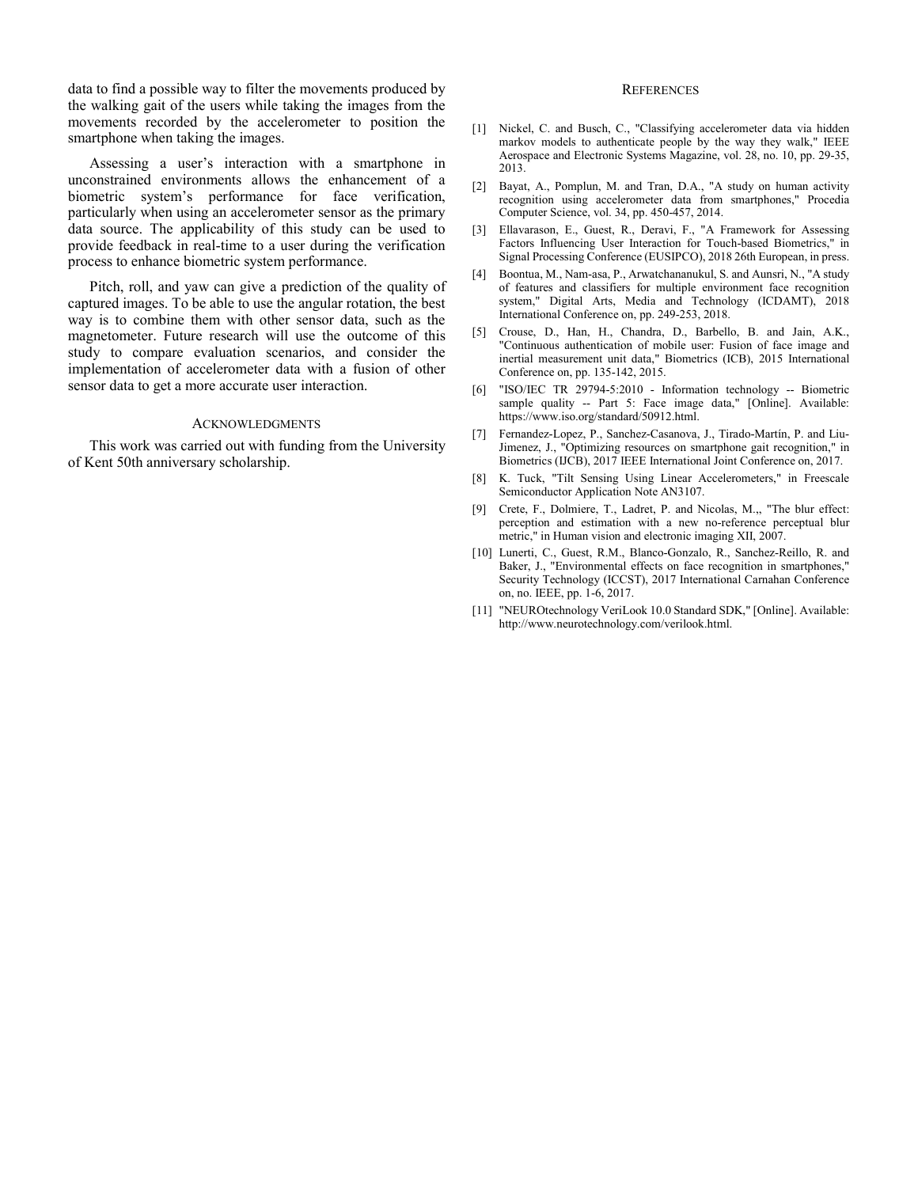data to find a possible way to filter the movements produced by the walking gait of the users while taking the images from the movements recorded by the accelerometer to position the smartphone when taking the images.

Assessing a user's interaction with a smartphone in unconstrained environments allows the enhancement of a biometric system's performance for face verification, particularly when using an accelerometer sensor as the primary data source. The applicability of this study can be used to provide feedback in real-time to a user during the verification process to enhance biometric system performance.

Pitch, roll, and yaw can give a prediction of the quality of captured images. To be able to use the angular rotation, the best way is to combine them with other sensor data, such as the magnetometer. Future research will use the outcome of this study to compare evaluation scenarios, and consider the implementation of accelerometer data with a fusion of other sensor data to get a more accurate user interaction.

## ACKNOWLEDGMENTS

This work was carried out with funding from the University of Kent 50th anniversary scholarship.

## REFERENCES

[1] Nickel, C. and Busch, C., "Classifying accelerometer data via hidden markov models to authenticate people by the way they walk," IEEE Aerospace and Electronic Systems Magazine, vol. 28, no. 10, pp. 29-35, 2013.

[2] Bayat, A., Pomplun, M. and Tran, D.A., "A study on human activity recognition using accelerometer data from smartphones," Procedia Computer Science, vol. 34, pp. 450-457, 2014.

[3] Ellavarason, E., Guest, R., Deravi, F., "A Framework for Assessing Factors Influencing User Interaction for Touch-based Biometrics," in Signal Processing Conference (EUSIPCO), 2018 26th European, in press.

[4] Boontua, M., Nam-asa, P., Arwatchananukul, S. and Aunsri, N., "A study of features and classifiers for multiple environment face recognition system," Digital Arts, Media and Technology (ICDAMT), 2018 International Conference on, pp. 249-253, 2018.

[5] Crouse, D., Han, H., Chandra, D., Barbello, B. and Jain, A.K., "Continuous authentication of mobile user: Fusion of face image and inertial measurement unit data," Biometrics (ICB), 2015 International Conference on, pp. 135-142, 2015.

[6] "ISO/IEC TR 29794-5:2010 - Information technology -- Biometric sample quality -- Part 5: Face image data," [Online]. Available: https://www.iso.org/standard/50912.html.

[7] Fernandez-Lopez, P., Sanchez-Casanova, J., Tirado-Martín, P. and Liu-Jimenez, J., "Optimizing resources on smartphone gait recognition," in Biometrics (IJCB), 2017 IEEE International Joint Conference on, 2017.

[8] K. Tuck, "Tilt Sensing Using Linear Accelerometers," in Freescale Semiconductor Application Note AN3107.

[9] Crete, F., Dolmiere, T., Ladret, P. and Nicolas, M.,, "The blur effect: perception and estimation with a new no-reference perceptual blur metric," in Human vision and electronic imaging XII, 2007.

[10] Lunerti, C., Guest, R.M., Blanco-Gonzalo, R., Sanchez-Reillo, R. and Baker, J., "Environmental effects on face recognition in smartphones," Security Technology (ICCST), 2017 International Carnahan Conference on, no. IEEE, pp. 1-6, 2017.

[11] "NEUROtechnology VeriLook 10.0 Standard SDK," [Online]. Available: http://www.neurotechnology.com/verilook.html.